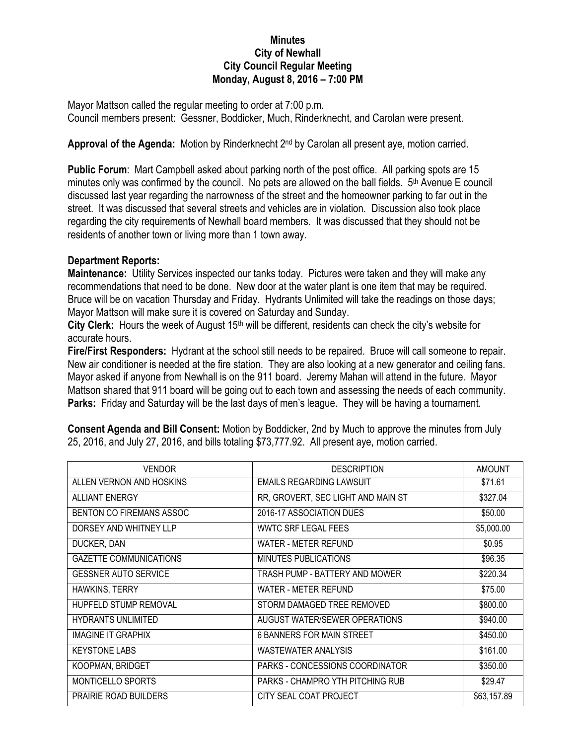**Minutes**
**City of Newhall**
**City Council Regular Meeting**
**Monday, August 8, 2016 – 7:00 PM**

Mayor Mattson called the regular meeting to order at 7:00 p.m.
Council members present: Gessner, Boddicker, Much, Rinderknecht, and Carolan were present.

**Approval of the Agenda:** Motion by Rinderknecht 2nd by Carolan all present aye, motion carried.

**Public Forum**: Mart Campbell asked about parking north of the post office. All parking spots are 15 minutes only was confirmed by the council. No pets are allowed on the ball fields. 5th Avenue E council discussed last year regarding the narrowness of the street and the homeowner parking to far out in the street. It was discussed that several streets and vehicles are in violation. Discussion also took place regarding the city requirements of Newhall board members. It was discussed that they should not be residents of another town or living more than 1 town away.

**Department Reports:**

**Maintenance:** Utility Services inspected our tanks today. Pictures were taken and they will make any recommendations that need to be done. New door at the water plant is one item that may be required. Bruce will be on vacation Thursday and Friday. Hydrants Unlimited will take the readings on those days; Mayor Mattson will make sure it is covered on Saturday and Sunday.

**City Clerk:** Hours the week of August 15th will be different, residents can check the city's website for accurate hours.

**Fire/First Responders:** Hydrant at the school still needs to be repaired. Bruce will call someone to repair. New air conditioner is needed at the fire station. They are also looking at a new generator and ceiling fans. Mayor asked if anyone from Newhall is on the 911 board. Jeremy Mahan will attend in the future. Mayor Mattson shared that 911 board will be going out to each town and assessing the needs of each community.

**Parks:** Friday and Saturday will be the last days of men's league. They will be having a tournament.

**Consent Agenda and Bill Consent:** Motion by Boddicker, 2nd by Much to approve the minutes from July 25, 2016, and July 27, 2016, and bills totaling $73,777.92. All present aye, motion carried.

| VENDOR | DESCRIPTION | AMOUNT |
|---|---|---|
| ALLEN VERNON AND HOSKINS | EMAILS REGARDING LAWSUIT | $71.61 |
| ALLIANT ENERGY | RR, GROVERT, SEC LIGHT AND MAIN ST | $327.04 |
| BENTON CO FIREMANS ASSOC | 2016-17 ASSOCIATION DUES | $50.00 |
| DORSEY AND WHITNEY LLP | WWTC SRF LEGAL FEES | $5,000.00 |
| DUCKER, DAN | WATER - METER REFUND | $0.95 |
| GAZETTE COMMUNICATIONS | MINUTES PUBLICATIONS | $96.35 |
| GESSNER AUTO SERVICE | TRASH PUMP - BATTERY AND MOWER | $220.34 |
| HAWKINS, TERRY | WATER - METER REFUND | $75.00 |
| HUPFELD STUMP REMOVAL | STORM DAMAGED TREE REMOVED | $800.00 |
| HYDRANTS UNLIMITED | AUGUST WATER/SEWER OPERATIONS | $940.00 |
| IMAGINE IT GRAPHIX | 6 BANNERS FOR MAIN STREET | $450.00 |
| KEYSTONE LABS | WASTEWATER ANALYSIS | $161.00 |
| KOOPMAN, BRIDGET | PARKS - CONCESSIONS COORDINATOR | $350.00 |
| MONTICELLO SPORTS | PARKS - CHAMPRO YTH PITCHING RUB | $29.47 |
| PRAIRIE ROAD BUILDERS | CITY SEAL COAT PROJECT | $63,157.89 |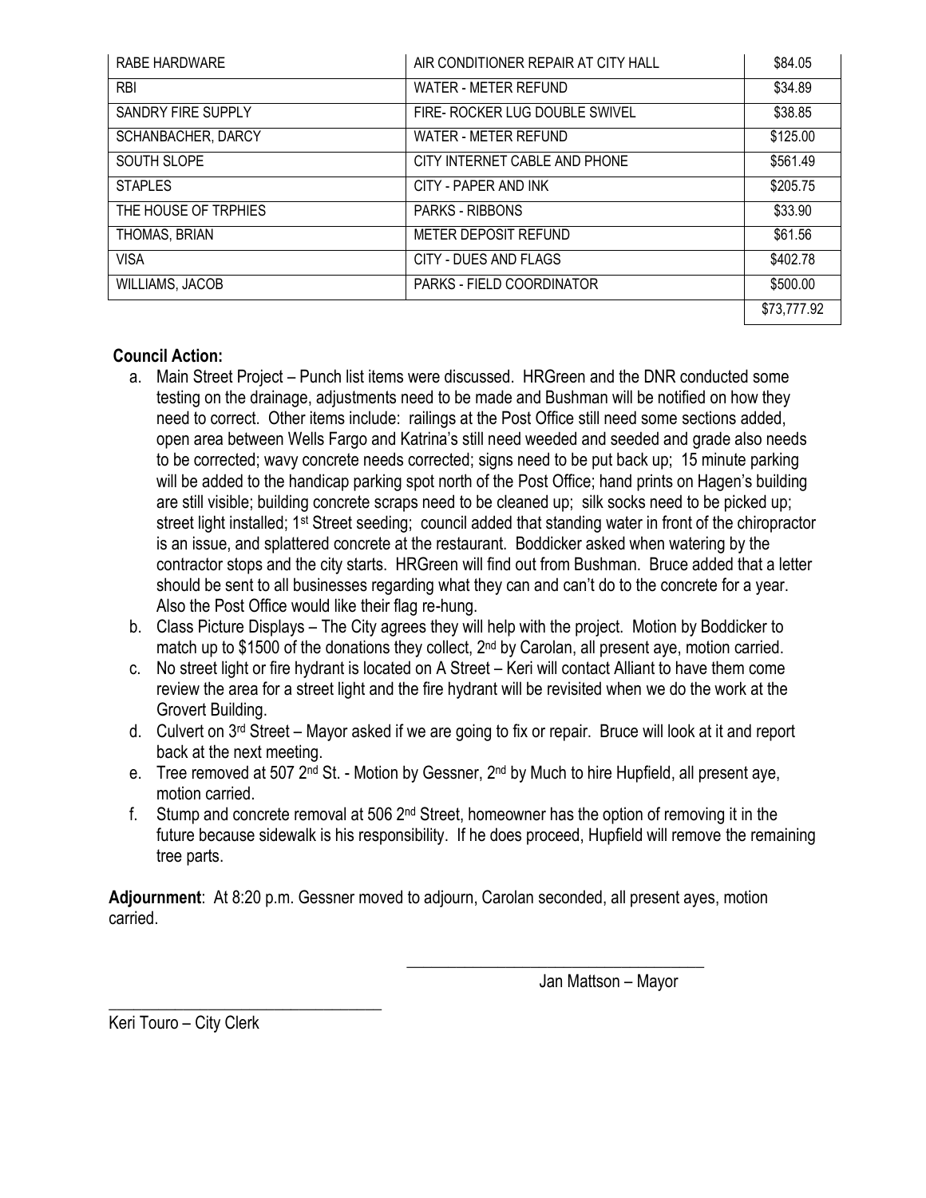| | | |
|---|---|---|
| RABE HARDWARE | AIR CONDITIONER REPAIR AT CITY HALL | \$84.05 |
| RBI | WATER - METER REFUND | \$34.89 |
| SANDRY FIRE SUPPLY | FIRE- ROCKER LUG DOUBLE SWIVEL | \$38.85 |
| SCHANBACHER, DARCY | WATER - METER REFUND | \$125.00 |
| SOUTH SLOPE | CITY INTERNET CABLE AND PHONE | \$561.49 |
| STAPLES | CITY - PAPER AND INK | \$205.75 |
| THE HOUSE OF TRPHIES | PARKS - RIBBONS | \$33.90 |
| THOMAS, BRIAN | METER DEPOSIT REFUND | \$61.56 |
| VISA | CITY - DUES AND FLAGS | \$402.78 |
| WILLIAMS, JACOB | PARKS - FIELD COORDINATOR | \$500.00 |
| | | \$73,777.92 |

**Council Action:**

a. Main Street Project – Punch list items were discussed. HRGreen and the DNR conducted some testing on the drainage, adjustments need to be made and Bushman will be notified on how they need to correct. Other items include: railings at the Post Office still need some sections added, open area between Wells Fargo and Katrina's still need weeded and seeded and grade also needs to be corrected; wavy concrete needs corrected; signs need to be put back up; 15 minute parking will be added to the handicap parking spot north of the Post Office; hand prints on Hagen's building are still visible; building concrete scraps need to be cleaned up; silk socks need to be picked up; street light installed; 1st Street seeding; council added that standing water in front of the chiropractor is an issue, and splattered concrete at the restaurant. Boddicker asked when watering by the contractor stops and the city starts. HRGreen will find out from Bushman. Bruce added that a letter should be sent to all businesses regarding what they can and can't do to the concrete for a year. Also the Post Office would like their flag re-hung.

b. Class Picture Displays – The City agrees they will help with the project. Motion by Boddicker to match up to \$1500 of the donations they collect, 2nd by Carolan, all present aye, motion carried.

c. No street light or fire hydrant is located on A Street – Keri will contact Alliant to have them come review the area for a street light and the fire hydrant will be revisited when we do the work at the Grovert Building.

d. Culvert on 3rd Street – Mayor asked if we are going to fix or repair. Bruce will look at it and report back at the next meeting.

e. Tree removed at 507 2nd St. - Motion by Gessner, 2nd by Much to hire Hupfield, all present aye, motion carried.

f. Stump and concrete removal at 506 2nd Street, homeowner has the option of removing it in the future because sidewalk is his responsibility. If he does proceed, Hupfield will remove the remaining tree parts.

**Adjournment**: At 8:20 p.m. Gessner moved to adjourn, Carolan seconded, all present ayes, motion carried.

\_\_\_\_\_\_\_\_\_\_\_\_\_\_\_\_\_\_\_\_\_\_\_\_\_\_\_\_\_\_\_\_\_\_\_\_

Jan Mattson – Mayor

\_\_\_\_\_\_\_\_\_\_\_\_\_\_\_\_\_\_\_\_\_\_\_\_\_\_\_\_\_\_\_\_\_\_\_\_

Keri Touro – City Clerk